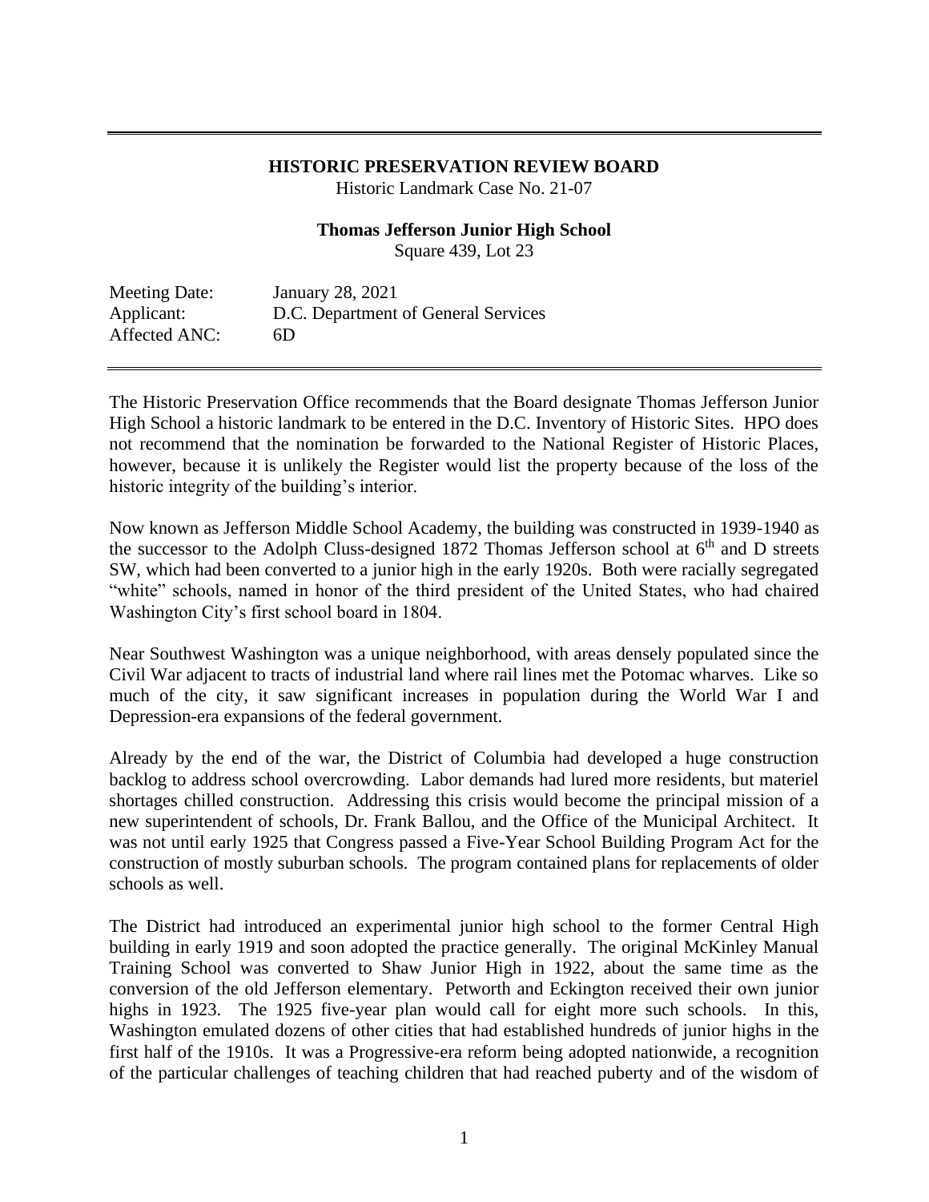**HISTORIC PRESERVATION REVIEW BOARD**

Historic Landmark Case No. 21-07

**Thomas Jefferson Junior High School**

Square 439, Lot 23

| | |
|---|---|
| Meeting Date: | January 28, 2021 |
| Applicant: | D.C. Department of General Services |
| Affected ANC: | 6D |

The Historic Preservation Office recommends that the Board designate Thomas Jefferson Junior High School a historic landmark to be entered in the D.C. Inventory of Historic Sites. HPO does not recommend that the nomination be forwarded to the National Register of Historic Places, however, because it is unlikely the Register would list the property because of the loss of the historic integrity of the building's interior.

Now known as Jefferson Middle School Academy, the building was constructed in 1939-1940 as the successor to the Adolph Cluss-designed 1872 Thomas Jefferson school at 6th and D streets SW, which had been converted to a junior high in the early 1920s. Both were racially segregated "white" schools, named in honor of the third president of the United States, who had chaired Washington City's first school board in 1804.

Near Southwest Washington was a unique neighborhood, with areas densely populated since the Civil War adjacent to tracts of industrial land where rail lines met the Potomac wharves. Like so much of the city, it saw significant increases in population during the World War I and Depression-era expansions of the federal government.

Already by the end of the war, the District of Columbia had developed a huge construction backlog to address school overcrowding. Labor demands had lured more residents, but materiel shortages chilled construction. Addressing this crisis would become the principal mission of a new superintendent of schools, Dr. Frank Ballou, and the Office of the Municipal Architect. It was not until early 1925 that Congress passed a Five-Year School Building Program Act for the construction of mostly suburban schools. The program contained plans for replacements of older schools as well.

The District had introduced an experimental junior high school to the former Central High building in early 1919 and soon adopted the practice generally. The original McKinley Manual Training School was converted to Shaw Junior High in 1922, about the same time as the conversion of the old Jefferson elementary. Petworth and Eckington received their own junior highs in 1923. The 1925 five-year plan would call for eight more such schools. In this, Washington emulated dozens of other cities that had established hundreds of junior highs in the first half of the 1910s. It was a Progressive-era reform being adopted nationwide, a recognition of the particular challenges of teaching children that had reached puberty and of the wisdom of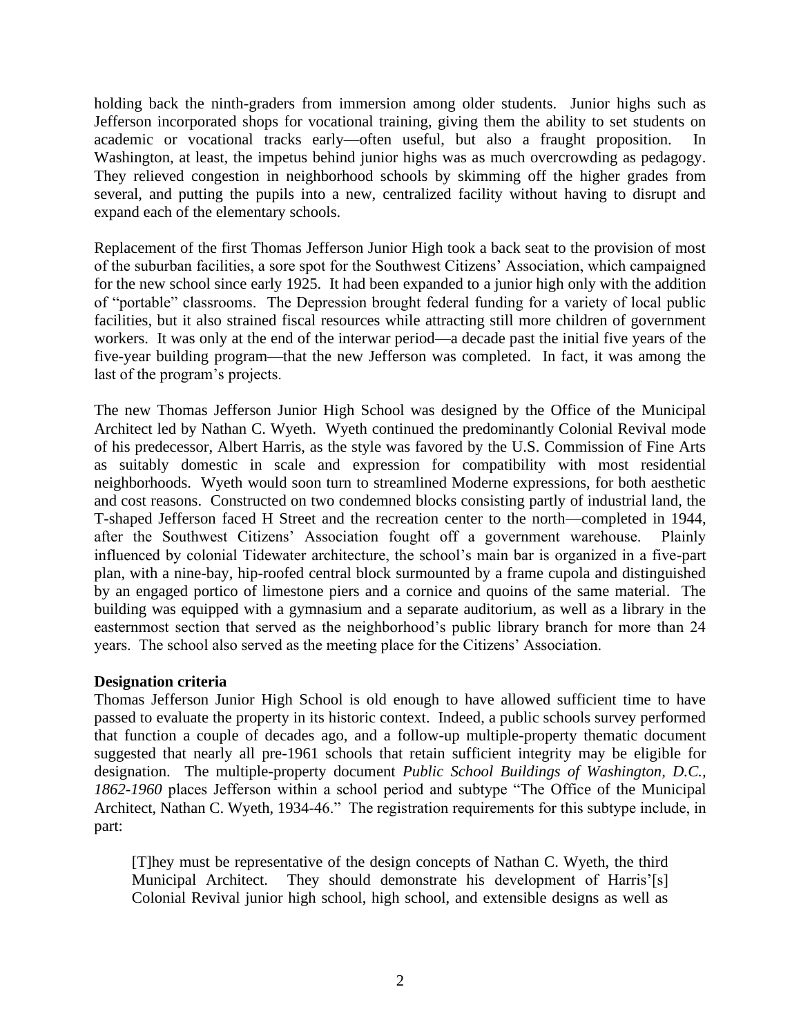holding back the ninth-graders from immersion among older students. Junior highs such as Jefferson incorporated shops for vocational training, giving them the ability to set students on academic or vocational tracks early—often useful, but also a fraught proposition. In Washington, at least, the impetus behind junior highs was as much overcrowding as pedagogy. They relieved congestion in neighborhood schools by skimming off the higher grades from several, and putting the pupils into a new, centralized facility without having to disrupt and expand each of the elementary schools.

Replacement of the first Thomas Jefferson Junior High took a back seat to the provision of most of the suburban facilities, a sore spot for the Southwest Citizens' Association, which campaigned for the new school since early 1925. It had been expanded to a junior high only with the addition of "portable" classrooms. The Depression brought federal funding for a variety of local public facilities, but it also strained fiscal resources while attracting still more children of government workers. It was only at the end of the interwar period—a decade past the initial five years of the five-year building program—that the new Jefferson was completed. In fact, it was among the last of the program's projects.

The new Thomas Jefferson Junior High School was designed by the Office of the Municipal Architect led by Nathan C. Wyeth. Wyeth continued the predominantly Colonial Revival mode of his predecessor, Albert Harris, as the style was favored by the U.S. Commission of Fine Arts as suitably domestic in scale and expression for compatibility with most residential neighborhoods. Wyeth would soon turn to streamlined Moderne expressions, for both aesthetic and cost reasons. Constructed on two condemned blocks consisting partly of industrial land, the T-shaped Jefferson faced H Street and the recreation center to the north—completed in 1944, after the Southwest Citizens' Association fought off a government warehouse. Plainly influenced by colonial Tidewater architecture, the school's main bar is organized in a five-part plan, with a nine-bay, hip-roofed central block surmounted by a frame cupola and distinguished by an engaged portico of limestone piers and a cornice and quoins of the same material. The building was equipped with a gymnasium and a separate auditorium, as well as a library in the easternmost section that served as the neighborhood's public library branch for more than 24 years. The school also served as the meeting place for the Citizens' Association.

**Designation criteria**

Thomas Jefferson Junior High School is old enough to have allowed sufficient time to have passed to evaluate the property in its historic context. Indeed, a public schools survey performed that function a couple of decades ago, and a follow-up multiple-property thematic document suggested that nearly all pre-1961 schools that retain sufficient integrity may be eligible for designation. The multiple-property document *Public School Buildings of Washington, D.C., 1862-1960* places Jefferson within a school period and subtype "The Office of the Municipal Architect, Nathan C. Wyeth, 1934-46." The registration requirements for this subtype include, in part:

> [T]hey must be representative of the design concepts of Nathan C. Wyeth, the third Municipal Architect. They should demonstrate his development of Harris'[s] Colonial Revival junior high school, high school, and extensible designs as well as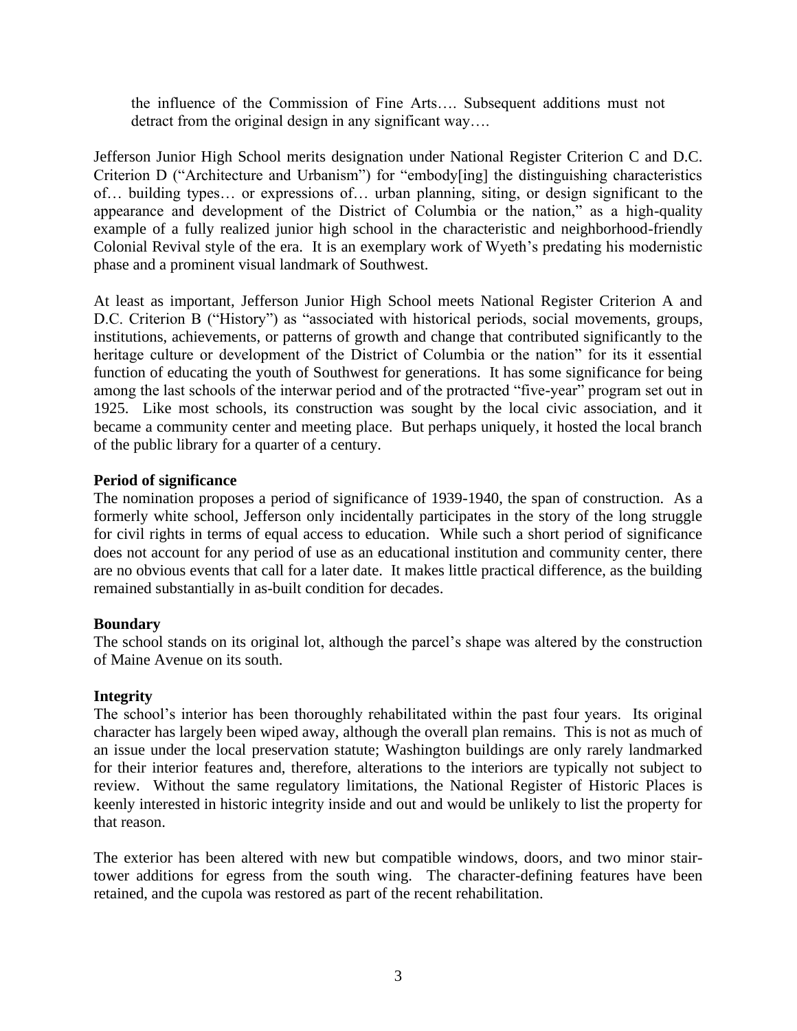> the influence of the Commission of Fine Arts…. Subsequent additions must not detract from the original design in any significant way….

Jefferson Junior High School merits designation under National Register Criterion C and D.C. Criterion D ("Architecture and Urbanism") for "embody[ing] the distinguishing characteristics of… building types… or expressions of… urban planning, siting, or design significant to the appearance and development of the District of Columbia or the nation," as a high-quality example of a fully realized junior high school in the characteristic and neighborhood-friendly Colonial Revival style of the era. It is an exemplary work of Wyeth's predating his modernistic phase and a prominent visual landmark of Southwest.

At least as important, Jefferson Junior High School meets National Register Criterion A and D.C. Criterion B ("History") as "associated with historical periods, social movements, groups, institutions, achievements, or patterns of growth and change that contributed significantly to the heritage culture or development of the District of Columbia or the nation" for its it essential function of educating the youth of Southwest for generations. It has some significance for being among the last schools of the interwar period and of the protracted "five-year" program set out in 1925. Like most schools, its construction was sought by the local civic association, and it became a community center and meeting place. But perhaps uniquely, it hosted the local branch of the public library for a quarter of a century.

**Period of significance**

The nomination proposes a period of significance of 1939-1940, the span of construction. As a formerly white school, Jefferson only incidentally participates in the story of the long struggle for civil rights in terms of equal access to education. While such a short period of significance does not account for any period of use as an educational institution and community center, there are no obvious events that call for a later date. It makes little practical difference, as the building remained substantially in as-built condition for decades.

**Boundary**

The school stands on its original lot, although the parcel's shape was altered by the construction of Maine Avenue on its south.

**Integrity**

The school's interior has been thoroughly rehabilitated within the past four years. Its original character has largely been wiped away, although the overall plan remains. This is not as much of an issue under the local preservation statute; Washington buildings are only rarely landmarked for their interior features and, therefore, alterations to the interiors are typically not subject to review. Without the same regulatory limitations, the National Register of Historic Places is keenly interested in historic integrity inside and out and would be unlikely to list the property for that reason.

The exterior has been altered with new but compatible windows, doors, and two minor stair-tower additions for egress from the south wing. The character-defining features have been retained, and the cupola was restored as part of the recent rehabilitation.